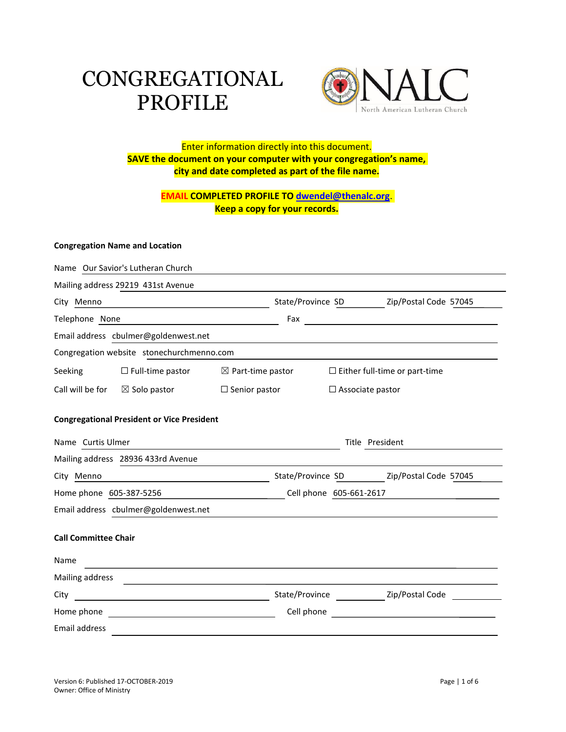# CONGREGATIONAL PROFILE

NALC
North American Lutheran Church

**Enter information directly into this document.**
**SAVE the document on your computer with your congregation's name, city and date completed as part of the file name.**

**EMAIL COMPLETED PROFILE TO dwendel@thenalc.org.**
**Keep a copy for your records.**

### Congregation Name and Location

Name: Our Savior's Lutheran Church

Mailing address: 29219 431st Avenue

City: Menno State/Province: SD Zip/Postal Code: 57045

Telephone: None Fax:

Email address: cbulmer@goldenwest.net

Congregation website: stonechurchmenno.com

Seeking: ☐ Full-time pastor ☒ Part-time pastor ☐ Either full-time or part-time

Call will be for: ☒ Solo pastor ☐ Senior pastor ☐ Associate pastor

### Congregational President or Vice President

Name: Curtis Ulmer Title: President

Mailing address: 28936 433rd Avenue

City: Menno State/Province: SD Zip/Postal Code: 57045

Home phone: 605-387-5256 Cell phone: 605-661-2617

Email address: cbulmer@goldenwest.net

### Call Committee Chair

Name:

Mailing address:

City: State/Province: Zip/Postal Code:

Home phone: Cell phone:

Email address:

Version 6: Published 17-OCTOBER-2019
Owner: Office of Ministry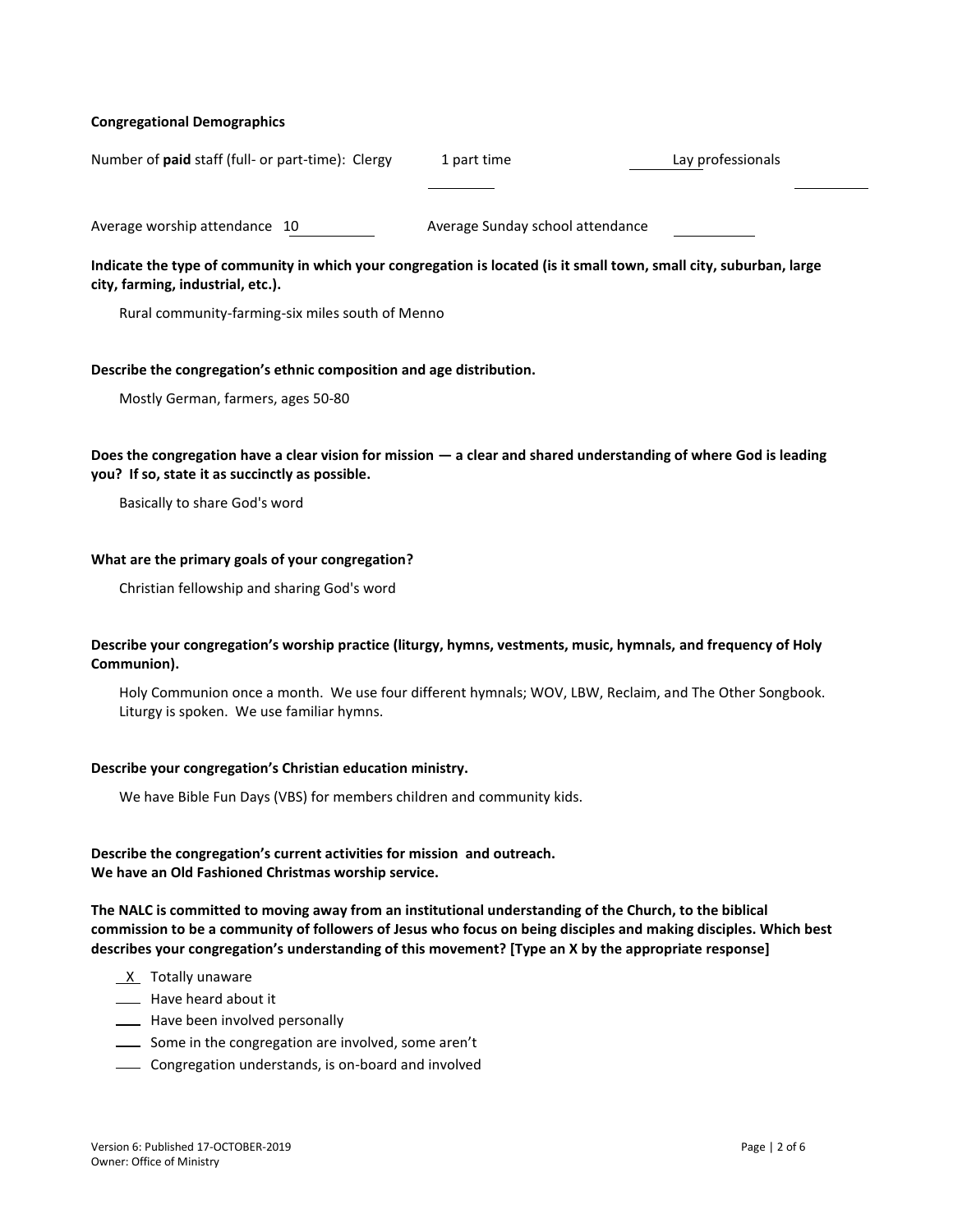**Congregational Demographics**

Number of **paid** staff (full- or part-time): Clergy 1 part time ________ Lay professionals ________

Average worship attendance 10 Average Sunday school attendance ________

**Indicate the type of community in which your congregation is located (is it small town, small city, suburban, large city, farming, industrial, etc.).**

Rural community-farming-six miles south of Menno

**Describe the congregation's ethnic composition and age distribution.**

Mostly German, farmers, ages 50-80

**Does the congregation have a clear vision for mission — a clear and shared understanding of where God is leading you? If so, state it as succinctly as possible.**

Basically to share God's word

**What are the primary goals of your congregation?**

Christian fellowship and sharing God's word

**Describe your congregation's worship practice (liturgy, hymns, vestments, music, hymnals, and frequency of Holy Communion).**

Holy Communion once a month. We use four different hymnals; WOV, LBW, Reclaim, and The Other Songbook. Liturgy is spoken. We use familiar hymns.

**Describe your congregation's Christian education ministry.**

We have Bible Fun Days (VBS) for members children and community kids.

**Describe the congregation's current activities for mission and outreach.**
**We have an Old Fashioned Christmas worship service.**

**The NALC is committed to moving away from an institutional understanding of the Church, to the biblical commission to be a community of followers of Jesus who focus on being disciples and making disciples. Which best describes your congregation's understanding of this movement? [Type an X by the appropriate response]**

- _X_ Totally unaware
- ___ Have heard about it
- ___ Have been involved personally
- ___ Some in the congregation are involved, some aren't
- ___ Congregation understands, is on-board and involved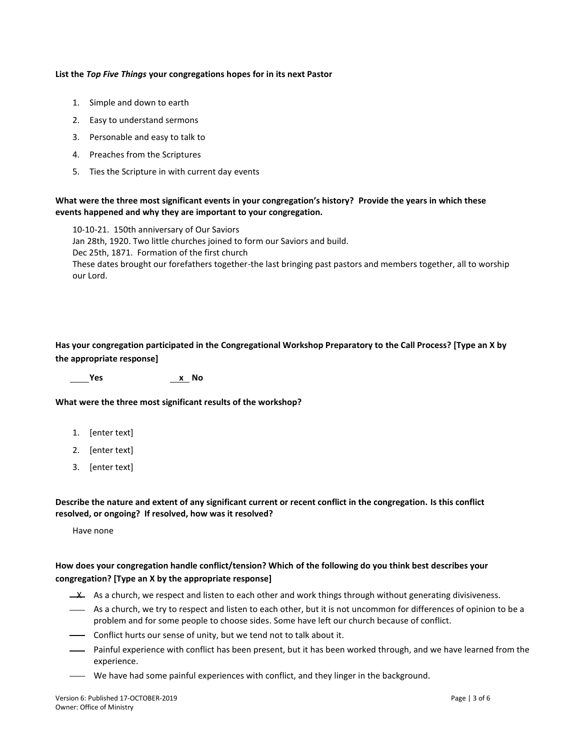**List the *Top Five Things* your congregations hopes for in its next Pastor**

1. Simple and down to earth
2. Easy to understand sermons
3. Personable and easy to talk to
4. Preaches from the Scriptures
5. Ties the Scripture in with current day events

**What were the three most significant events in your congregation's history? Provide the years in which these events happened and why they are important to your congregation.**

10-10-21. 150th anniversary of Our Saviors
Jan 28th, 1920. Two little churches joined to form our Saviors and build.
Dec 25th, 1871. Formation of the first church
These dates brought our forefathers together-the last bringing past pastors and members together, all to worship our Lord.

**Has your congregation participated in the Congregational Workshop Preparatory to the Call Process? [Type an X by the appropriate response]**

____ **Yes** __x__ **No**

**What were the three most significant results of the workshop?**

1. [enter text]
2. [enter text]
3. [enter text]

**Describe the nature and extent of any significant current or recent conflict in the congregation. Is this conflict resolved, or ongoing? If resolved, how was it resolved?**

Have none

**How does your congregation handle conflict/tension? Which of the following do you think best describes your congregation? [Type an X by the appropriate response]**

- __X__ As a church, we respect and listen to each other and work things through without generating divisiveness.
- ____ As a church, we try to respect and listen to each other, but it is not uncommon for differences of opinion to be a problem and for some people to choose sides. Some have left our church because of conflict.
- ____ Conflict hurts our sense of unity, but we tend not to talk about it.
- ____ Painful experience with conflict has been present, but it has been worked through, and we have learned from the experience.
- ____ We have had some painful experiences with conflict, and they linger in the background.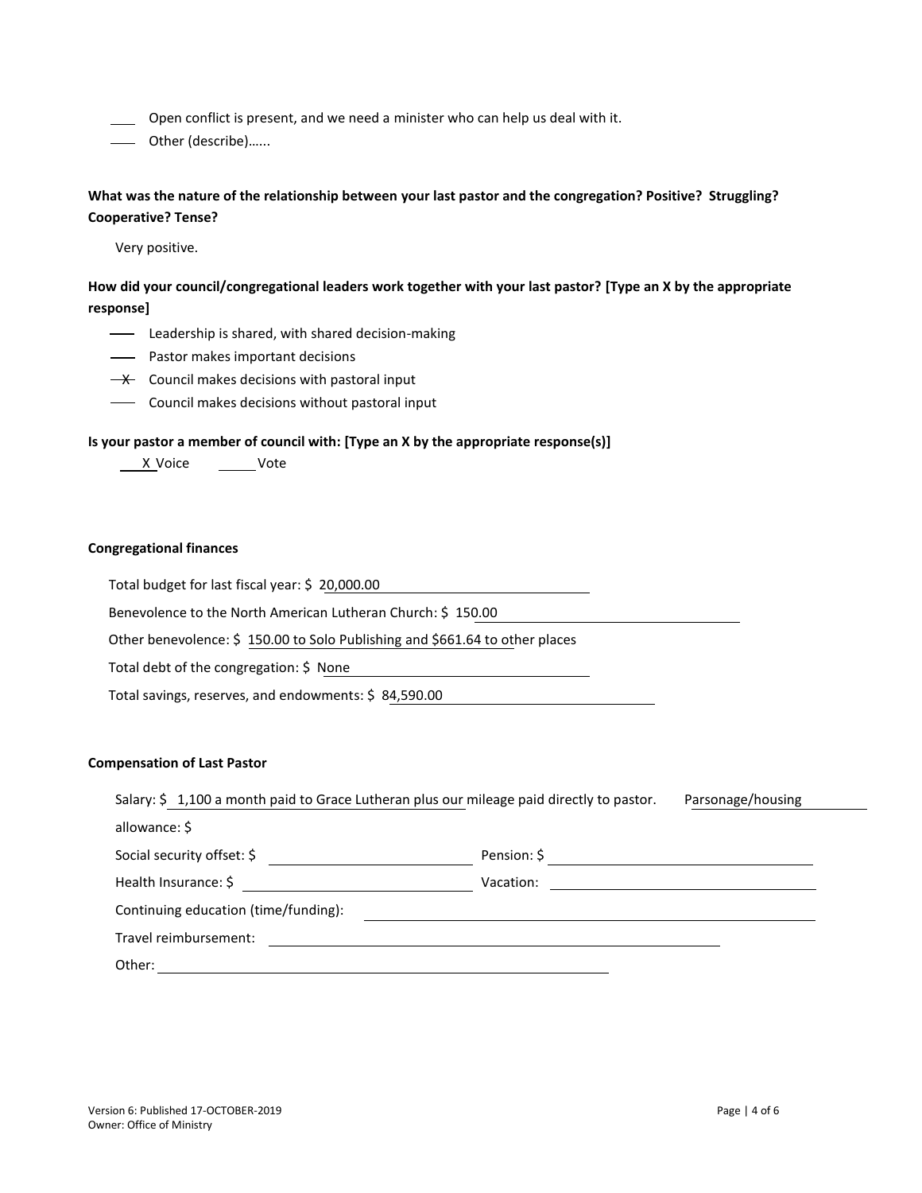\_\_\_ Open conflict is present, and we need a minister who can help us deal with it.

\_\_\_ Other (describe)……

**What was the nature of the relationship between your last pastor and the congregation? Positive? Struggling? Cooperative? Tense?**

Very positive.

**How did your council/congregational leaders work together with your last pastor? [Type an X by the appropriate response]**

\_\_\_ Leadership is shared, with shared decision-making

\_\_\_ Pastor makes important decisions

\_X\_ Council makes decisions with pastoral input

\_\_\_ Council makes decisions without pastoral input

**Is your pastor a member of council with: [Type an X by the appropriate response(s)]**

\_X\_ Voice \_\_\_ Vote

**Congregational finances**

Total budget for last fiscal year: $ 20,000.00

Benevolence to the North American Lutheran Church: $ 150.00

Other benevolence: $ 150.00 to Solo Publishing and $661.64 to other places

Total debt of the congregation: $ None

Total savings, reserves, and endowments: $ 84,590.00

**Compensation of Last Pastor**

Salary: $ 1,100 a month paid to Grace Lutheran plus our mileage paid directly to pastor. Parsonage/housing allowance: $

Social security offset: $ \_\_\_ Pension: $ \_\_\_

Health Insurance: $ \_\_\_ Vacation: \_\_\_

Continuing education (time/funding): \_\_\_

Travel reimbursement: \_\_\_

Other: \_\_\_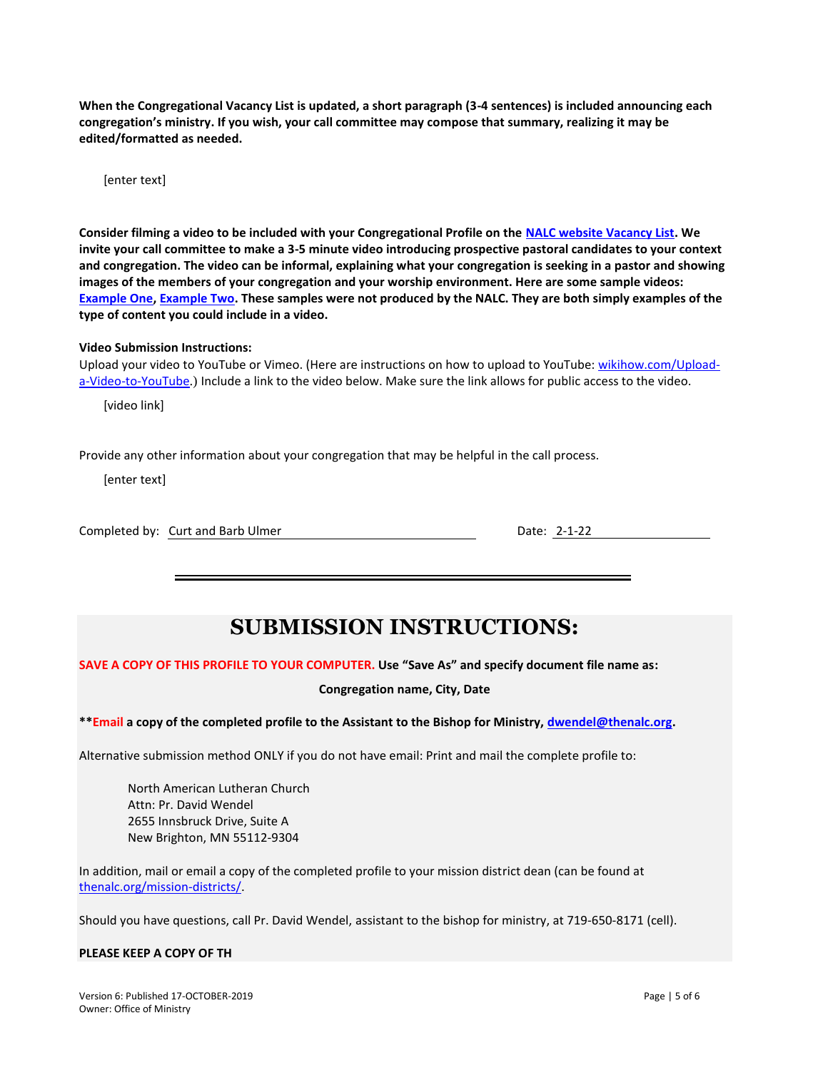**When the Congregational Vacancy List is updated, a short paragraph (3-4 sentences) is included announcing each congregation's ministry. If you wish, your call committee may compose that summary, realizing it may be edited/formatted as needed.**

[enter text]

**Consider filming a video to be included with your Congregational Profile on the NALC website Vacancy List. We invite your call committee to make a 3-5 minute video introducing prospective pastoral candidates to your context and congregation. The video can be informal, explaining what your congregation is seeking in a pastor and showing images of the members of your congregation and your worship environment. Here are some sample videos: Example One, Example Two. These samples were not produced by the NALC. They are both simply examples of the type of content you could include in a video.**

**Video Submission Instructions:**

Upload your video to YouTube or Vimeo. (Here are instructions on how to upload to YouTube: wikihow.com/Upload-a-Video-to-YouTube.) Include a link to the video below. Make sure the link allows for public access to the video.

[video link]

Provide any other information about your congregation that may be helpful in the call process.

[enter text]

Completed by: Curt and Barb Ulmer                Date: 2-1-22

---

# SUBMISSION INSTRUCTIONS:

**SAVE A COPY OF THIS PROFILE TO YOUR COMPUTER. Use "Save As" and specify document file name as:**

**Congregation name, City, Date**

****Email a copy of the completed profile to the Assistant to the Bishop for Ministry, dwendel@thenalc.org.**

Alternative submission method ONLY if you do not have email: Print and mail the complete profile to:

North American Lutheran Church
Attn: Pr. David Wendel
2655 Innsbruck Drive, Suite A
New Brighton, MN 55112-9304

In addition, mail or email a copy of the completed profile to your mission district dean (can be found at thenalc.org/mission-districts/.

Should you have questions, call Pr. David Wendel, assistant to the bishop for ministry, at 719-650-8171 (cell).

**PLEASE KEEP A COPY OF TH**

Version 6: Published 17-OCTOBER-2019
Owner: Office of Ministry